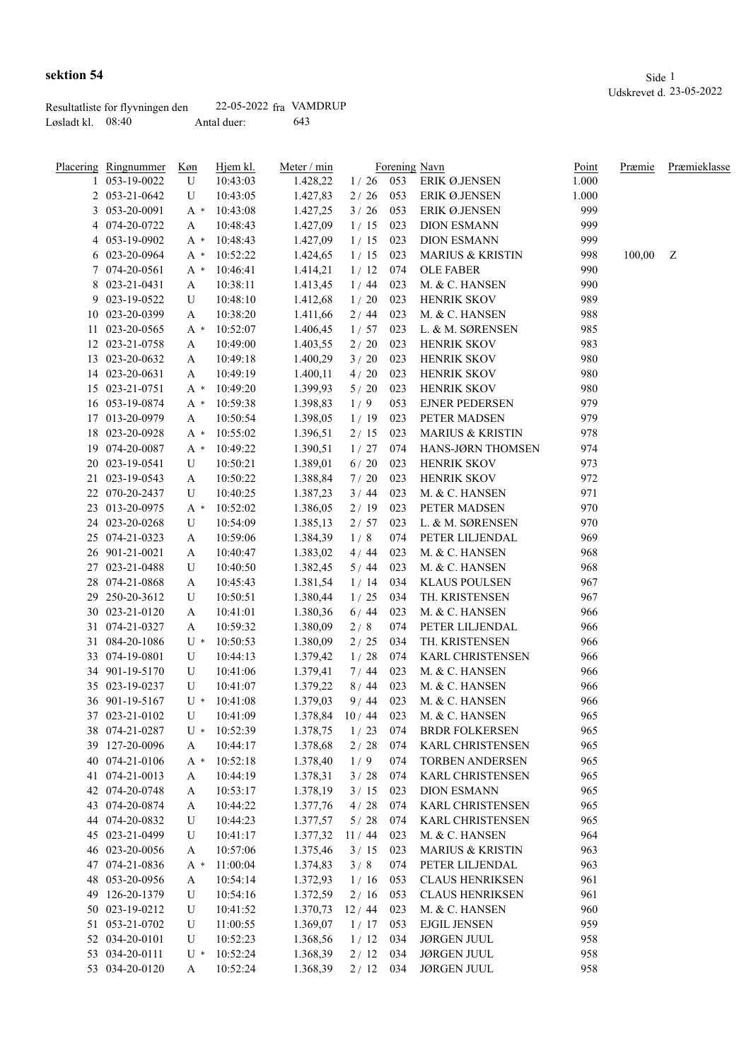**sektion 54**

Udskrevet d. 23-05-2022

Resultatliste for flyvningen den 22-05-2022 fra VAMDRUP

Løsladt kl. 08:40 Antal duer: 643

| Placering | Ringnummer | Køn | Hjem kl. | Meter / min | | Forening | Navn | Point | Præmie | Præmieklasse |
|---|---|---|---|---|---|---|---|---|---|---|
| 1 | 053-19-0022 | U | 10:43:03 | 1.428,22 | 1 / 26 | 053 | ERIK Ø.JENSEN | 1.000 | | |
| 2 | 053-21-0642 | U | 10:43:05 | 1.427,83 | 2 / 26 | 053 | ERIK Ø.JENSEN | 1.000 | | |
| 3 | 053-20-0091 | A * | 10:43:08 | 1.427,25 | 3 / 26 | 053 | ERIK Ø.JENSEN | 999 | | |
| 4 | 074-20-0722 | A | 10:48:43 | 1.427,09 | 1 / 15 | 023 | DION ESMANN | 999 | | |
| 4 | 053-19-0902 | A * | 10:48:43 | 1.427,09 | 1 / 15 | 023 | DION ESMANN | 999 | | |
| 6 | 023-20-0964 | A * | 10:52:22 | 1.424,65 | 1 / 15 | 023 | MARIUS & KRISTIN | 998 | 100,00 | Z |
| 7 | 074-20-0561 | A * | 10:46:41 | 1.414,21 | 1 / 12 | 074 | OLE FABER | 990 | | |
| 8 | 023-21-0431 | A | 10:38:11 | 1.413,45 | 1 / 44 | 023 | M. & C. HANSEN | 990 | | |
| 9 | 023-19-0522 | U | 10:48:10 | 1.412,68 | 1 / 20 | 023 | HENRIK SKOV | 989 | | |
| 10 | 023-20-0399 | A | 10:38:20 | 1.411,66 | 2 / 44 | 023 | M. & C. HANSEN | 988 | | |
| 11 | 023-20-0565 | A * | 10:52:07 | 1.406,45 | 1 / 57 | 023 | L. & M. SØRENSEN | 985 | | |
| 12 | 023-21-0758 | A | 10:49:00 | 1.403,55 | 2 / 20 | 023 | HENRIK SKOV | 983 | | |
| 13 | 023-20-0632 | A | 10:49:18 | 1.400,29 | 3 / 20 | 023 | HENRIK SKOV | 980 | | |
| 14 | 023-20-0631 | A | 10:49:19 | 1.400,11 | 4 / 20 | 023 | HENRIK SKOV | 980 | | |
| 15 | 023-21-0751 | A * | 10:49:20 | 1.399,93 | 5 / 20 | 023 | HENRIK SKOV | 980 | | |
| 16 | 053-19-0874 | A * | 10:59:38 | 1.398,83 | 1 / 9 | 053 | EJNER PEDERSEN | 979 | | |
| 17 | 013-20-0979 | A | 10:50:54 | 1.398,05 | 1 / 19 | 023 | PETER MADSEN | 979 | | |
| 18 | 023-20-0928 | A * | 10:55:02 | 1.396,51 | 2 / 15 | 023 | MARIUS & KRISTIN | 978 | | |
| 19 | 074-20-0087 | A * | 10:49:22 | 1.390,51 | 1 / 27 | 074 | HANS-JØRN THOMSEN | 974 | | |
| 20 | 023-19-0541 | U | 10:50:21 | 1.389,01 | 6 / 20 | 023 | HENRIK SKOV | 973 | | |
| 21 | 023-19-0543 | A | 10:50:22 | 1.388,84 | 7 / 20 | 023 | HENRIK SKOV | 972 | | |
| 22 | 070-20-2437 | U | 10:40:25 | 1.387,23 | 3 / 44 | 023 | M. & C. HANSEN | 971 | | |
| 23 | 013-20-0975 | A * | 10:52:02 | 1.386,05 | 2 / 19 | 023 | PETER MADSEN | 970 | | |
| 24 | 023-20-0268 | U | 10:54:09 | 1.385,13 | 2 / 57 | 023 | L. & M. SØRENSEN | 970 | | |
| 25 | 074-21-0323 | A | 10:59:06 | 1.384,39 | 1 / 8 | 074 | PETER LILJENDAL | 969 | | |
| 26 | 901-21-0021 | A | 10:40:47 | 1.383,02 | 4 / 44 | 023 | M. & C. HANSEN | 968 | | |
| 27 | 023-21-0488 | U | 10:40:50 | 1.382,45 | 5 / 44 | 023 | M. & C. HANSEN | 968 | | |
| 28 | 074-21-0868 | A | 10:45:43 | 1.381,54 | 1 / 14 | 034 | KLAUS POULSEN | 967 | | |
| 29 | 250-20-3612 | U | 10:50:51 | 1.380,44 | 1 / 25 | 034 | TH. KRISTENSEN | 967 | | |
| 30 | 023-21-0120 | A | 10:41:01 | 1.380,36 | 6 / 44 | 023 | M. & C. HANSEN | 966 | | |
| 31 | 074-21-0327 | A | 10:59:32 | 1.380,09 | 2 / 8 | 074 | PETER LILJENDAL | 966 | | |
| 31 | 084-20-1086 | U * | 10:50:53 | 1.380,09 | 2 / 25 | 034 | TH. KRISTENSEN | 966 | | |
| 33 | 074-19-0801 | U | 10:44:13 | 1.379,42 | 1 / 28 | 074 | KARL CHRISTENSEN | 966 | | |
| 34 | 901-19-5170 | U | 10:41:06 | 1.379,41 | 7 / 44 | 023 | M. & C. HANSEN | 966 | | |
| 35 | 023-19-0237 | U | 10:41:07 | 1.379,22 | 8 / 44 | 023 | M. & C. HANSEN | 966 | | |
| 36 | 901-19-5167 | U * | 10:41:08 | 1.379,03 | 9 / 44 | 023 | M. & C. HANSEN | 966 | | |
| 37 | 023-21-0102 | U | 10:41:09 | 1.378,84 | 10 / 44 | 023 | M. & C. HANSEN | 965 | | |
| 38 | 074-21-0287 | U * | 10:52:39 | 1.378,75 | 1 / 23 | 074 | BRDR FOLKERSEN | 965 | | |
| 39 | 127-20-0096 | A | 10:44:17 | 1.378,68 | 2 / 28 | 074 | KARL CHRISTENSEN | 965 | | |
| 40 | 074-21-0106 | A * | 10:52:18 | 1.378,40 | 1 / 9 | 074 | TORBEN ANDERSEN | 965 | | |
| 41 | 074-21-0013 | A | 10:44:19 | 1.378,31 | 3 / 28 | 074 | KARL CHRISTENSEN | 965 | | |
| 42 | 074-20-0748 | A | 10:53:17 | 1.378,19 | 3 / 15 | 023 | DION ESMANN | 965 | | |
| 43 | 074-20-0874 | A | 10:44:22 | 1.377,76 | 4 / 28 | 074 | KARL CHRISTENSEN | 965 | | |
| 44 | 074-20-0832 | U | 10:44:23 | 1.377,57 | 5 / 28 | 074 | KARL CHRISTENSEN | 965 | | |
| 45 | 023-21-0499 | U | 10:41:17 | 1.377,32 | 11 / 44 | 023 | M. & C. HANSEN | 964 | | |
| 46 | 023-20-0056 | A | 10:57:06 | 1.375,46 | 3 / 15 | 023 | MARIUS & KRISTIN | 963 | | |
| 47 | 074-21-0836 | A * | 11:00:04 | 1.374,83 | 3 / 8 | 074 | PETER LILJENDAL | 963 | | |
| 48 | 053-20-0956 | A | 10:54:14 | 1.372,93 | 1 / 16 | 053 | CLAUS HENRIKSEN | 961 | | |
| 49 | 126-20-1379 | U | 10:54:16 | 1.372,59 | 2 / 16 | 053 | CLAUS HENRIKSEN | 961 | | |
| 50 | 023-19-0212 | U | 10:41:52 | 1.370,73 | 12 / 44 | 023 | M. & C. HANSEN | 960 | | |
| 51 | 053-21-0702 | U | 11:00:55 | 1.369,07 | 1 / 17 | 053 | EJGIL JENSEN | 959 | | |
| 52 | 034-20-0101 | U | 10:52:23 | 1.368,56 | 1 / 12 | 034 | JØRGEN JUUL | 958 | | |
| 53 | 034-20-0111 | U * | 10:52:24 | 1.368,39 | 2 / 12 | 034 | JØRGEN JUUL | 958 | | |
| 53 | 034-20-0120 | A | 10:52:24 | 1.368,39 | 2 / 12 | 034 | JØRGEN JUUL | 958 | | |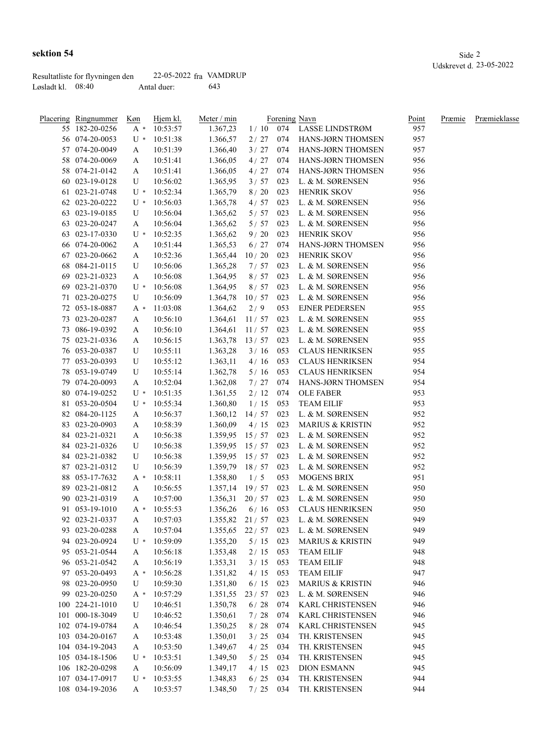**sektion 54**

Udskrevet d. 23-05-2022

Resultatliste for flyvningen den 22-05-2022 fra VAMDRUP
Løsladt kl. 08:40 Antal duer: 643

| Placering | Ringnummer | Køn | Hjem kl. | Meter / min | | Forening | Navn | Point | Præmie | Præmieklasse |
|---|---|---|---|---|---|---|---|---|---|---|
| 55 | 182-20-0256 | A * | 10:53:57 | 1.367,23 | 1 / 10 | 074 | LASSE LINDSTRØM | 957 | | |
| 56 | 074-20-0053 | U * | 10:51:38 | 1.366,57 | 2 / 27 | 074 | HANS-JØRN THOMSEN | 957 | | |
| 57 | 074-20-0049 | A | 10:51:39 | 1.366,40 | 3 / 27 | 074 | HANS-JØRN THOMSEN | 957 | | |
| 58 | 074-20-0069 | A | 10:51:41 | 1.366,05 | 4 / 27 | 074 | HANS-JØRN THOMSEN | 956 | | |
| 58 | 074-21-0142 | A | 10:51:41 | 1.366,05 | 4 / 27 | 074 | HANS-JØRN THOMSEN | 956 | | |
| 60 | 023-19-0128 | U | 10:56:02 | 1.365,95 | 3 / 57 | 023 | L. & M. SØRENSEN | 956 | | |
| 61 | 023-21-0748 | U * | 10:52:34 | 1.365,79 | 8 / 20 | 023 | HENRIK SKOV | 956 | | |
| 62 | 023-20-0222 | U * | 10:56:03 | 1.365,78 | 4 / 57 | 023 | L. & M. SØRENSEN | 956 | | |
| 63 | 023-19-0185 | U | 10:56:04 | 1.365,62 | 5 / 57 | 023 | L. & M. SØRENSEN | 956 | | |
| 63 | 023-20-0247 | A | 10:56:04 | 1.365,62 | 5 / 57 | 023 | L. & M. SØRENSEN | 956 | | |
| 63 | 023-17-0330 | U * | 10:52:35 | 1.365,62 | 9 / 20 | 023 | HENRIK SKOV | 956 | | |
| 66 | 074-20-0062 | A | 10:51:44 | 1.365,53 | 6 / 27 | 074 | HANS-JØRN THOMSEN | 956 | | |
| 67 | 023-20-0662 | A | 10:52:36 | 1.365,44 | 10 / 20 | 023 | HENRIK SKOV | 956 | | |
| 68 | 084-21-0115 | U | 10:56:06 | 1.365,28 | 7 / 57 | 023 | L. & M. SØRENSEN | 956 | | |
| 69 | 023-21-0323 | A | 10:56:08 | 1.364,95 | 8 / 57 | 023 | L. & M. SØRENSEN | 956 | | |
| 69 | 023-21-0370 | U * | 10:56:08 | 1.364,95 | 8 / 57 | 023 | L. & M. SØRENSEN | 956 | | |
| 71 | 023-20-0275 | U | 10:56:09 | 1.364,78 | 10 / 57 | 023 | L. & M. SØRENSEN | 956 | | |
| 72 | 053-18-0887 | A * | 11:03:08 | 1.364,62 | 2 / 9 | 053 | EJNER PEDERSEN | 955 | | |
| 73 | 023-20-0287 | A | 10:56:10 | 1.364,61 | 11 / 57 | 023 | L. & M. SØRENSEN | 955 | | |
| 73 | 086-19-0392 | A | 10:56:10 | 1.364,61 | 11 / 57 | 023 | L. & M. SØRENSEN | 955 | | |
| 75 | 023-21-0336 | A | 10:56:15 | 1.363,78 | 13 / 57 | 023 | L. & M. SØRENSEN | 955 | | |
| 76 | 053-20-0387 | U | 10:55:11 | 1.363,28 | 3 / 16 | 053 | CLAUS HENRIKSEN | 955 | | |
| 77 | 053-20-0393 | U | 10:55:12 | 1.363,11 | 4 / 16 | 053 | CLAUS HENRIKSEN | 954 | | |
| 78 | 053-19-0749 | U | 10:55:14 | 1.362,78 | 5 / 16 | 053 | CLAUS HENRIKSEN | 954 | | |
| 79 | 074-20-0093 | A | 10:52:04 | 1.362,08 | 7 / 27 | 074 | HANS-JØRN THOMSEN | 954 | | |
| 80 | 074-19-0252 | U * | 10:51:35 | 1.361,55 | 2 / 12 | 074 | OLE FABER | 953 | | |
| 81 | 053-20-0504 | U * | 10:55:34 | 1.360,80 | 1 / 15 | 053 | TEAM EILIF | 953 | | |
| 82 | 084-20-1125 | A | 10:56:37 | 1.360,12 | 14 / 57 | 023 | L. & M. SØRENSEN | 952 | | |
| 83 | 023-20-0903 | A | 10:58:39 | 1.360,09 | 4 / 15 | 023 | MARIUS & KRISTIN | 952 | | |
| 84 | 023-21-0321 | A | 10:56:38 | 1.359,95 | 15 / 57 | 023 | L. & M. SØRENSEN | 952 | | |
| 84 | 023-21-0326 | U | 10:56:38 | 1.359,95 | 15 / 57 | 023 | L. & M. SØRENSEN | 952 | | |
| 84 | 023-21-0382 | U | 10:56:38 | 1.359,95 | 15 / 57 | 023 | L. & M. SØRENSEN | 952 | | |
| 87 | 023-21-0312 | U | 10:56:39 | 1.359,79 | 18 / 57 | 023 | L. & M. SØRENSEN | 952 | | |
| 88 | 053-17-7632 | A * | 10:58:11 | 1.358,80 | 1 / 5 | 053 | MOGENS BRIX | 951 | | |
| 89 | 023-21-0812 | A | 10:56:55 | 1.357,14 | 19 / 57 | 023 | L. & M. SØRENSEN | 950 | | |
| 90 | 023-21-0319 | A | 10:57:00 | 1.356,31 | 20 / 57 | 023 | L. & M. SØRENSEN | 950 | | |
| 91 | 053-19-1010 | A * | 10:55:53 | 1.356,26 | 6 / 16 | 053 | CLAUS HENRIKSEN | 950 | | |
| 92 | 023-21-0337 | A | 10:57:03 | 1.355,82 | 21 / 57 | 023 | L. & M. SØRENSEN | 949 | | |
| 93 | 023-20-0288 | A | 10:57:04 | 1.355,65 | 22 / 57 | 023 | L. & M. SØRENSEN | 949 | | |
| 94 | 023-20-0924 | U * | 10:59:09 | 1.355,20 | 5 / 15 | 023 | MARIUS & KRISTIN | 949 | | |
| 95 | 053-21-0544 | A | 10:56:18 | 1.353,48 | 2 / 15 | 053 | TEAM EILIF | 948 | | |
| 96 | 053-21-0542 | A | 10:56:19 | 1.353,31 | 3 / 15 | 053 | TEAM EILIF | 948 | | |
| 97 | 053-20-0493 | A * | 10:56:28 | 1.351,82 | 4 / 15 | 053 | TEAM EILIF | 947 | | |
| 98 | 023-20-0950 | U | 10:59:30 | 1.351,80 | 6 / 15 | 023 | MARIUS & KRISTIN | 946 | | |
| 99 | 023-20-0250 | A * | 10:57:29 | 1.351,55 | 23 / 57 | 023 | L. & M. SØRENSEN | 946 | | |
| 100 | 224-21-1010 | U | 10:46:51 | 1.350,78 | 6 / 28 | 074 | KARL CHRISTENSEN | 946 | | |
| 101 | 000-18-3049 | U | 10:46:52 | 1.350,61 | 7 / 28 | 074 | KARL CHRISTENSEN | 946 | | |
| 102 | 074-19-0784 | A | 10:46:54 | 1.350,25 | 8 / 28 | 074 | KARL CHRISTENSEN | 945 | | |
| 103 | 034-20-0167 | A | 10:53:48 | 1.350,01 | 3 / 25 | 034 | TH. KRISTENSEN | 945 | | |
| 104 | 034-19-2043 | A | 10:53:50 | 1.349,67 | 4 / 25 | 034 | TH. KRISTENSEN | 945 | | |
| 105 | 034-18-1506 | U * | 10:53:51 | 1.349,50 | 5 / 25 | 034 | TH. KRISTENSEN | 945 | | |
| 106 | 182-20-0298 | A | 10:56:09 | 1.349,17 | 4 / 15 | 023 | DION ESMANN | 945 | | |
| 107 | 034-17-0917 | U * | 10:53:55 | 1.348,83 | 6 / 25 | 034 | TH. KRISTENSEN | 944 | | |
| 108 | 034-19-2036 | A | 10:53:57 | 1.348,50 | 7 / 25 | 034 | TH. KRISTENSEN | 944 | | |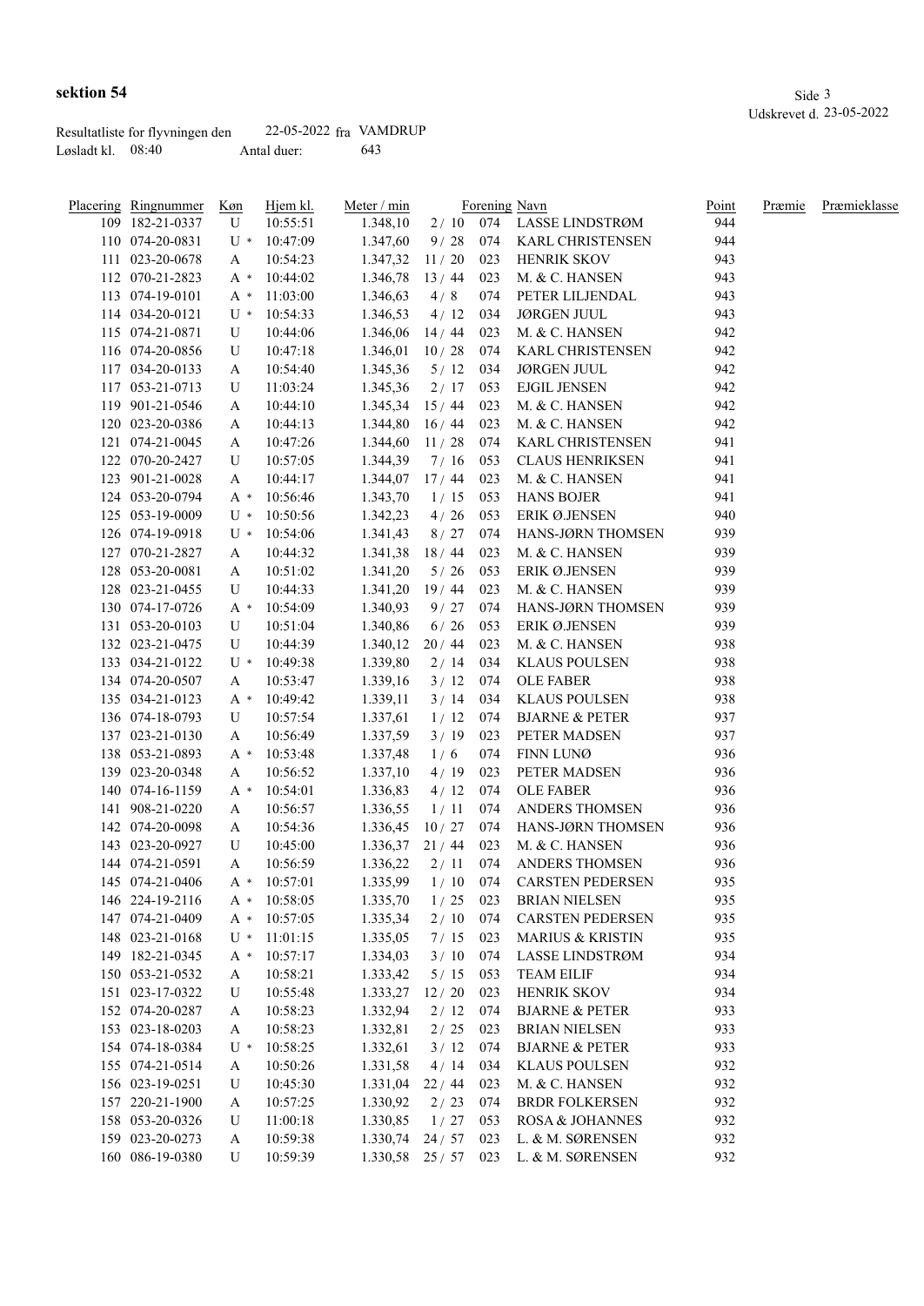**sektion 54**

Udskrevet d. 23-05-2022

Resultatliste for flyvningen den 22-05-2022 fra VAMDRUP
Løsladt kl. 08:40 Antal duer: 643

| Placering | Ringnummer | Køn | Hjem kl. | Meter / min | | Forening | Navn | Point | Præmie | Præmieklasse |
|---|---|---|---|---|---|---|---|---|---|---|
| 109 | 182-21-0337 | U | 10:55:51 | 1.348,10 | 2 / 10 | 074 | LASSE LINDSTRØM | 944 | | |
| 110 | 074-20-0831 | U * | 10:47:09 | 1.347,60 | 9 / 28 | 074 | KARL CHRISTENSEN | 944 | | |
| 111 | 023-20-0678 | A | 10:54:23 | 1.347,32 | 11 / 20 | 023 | HENRIK SKOV | 943 | | |
| 112 | 070-21-2823 | A * | 10:44:02 | 1.346,78 | 13 / 44 | 023 | M. & C. HANSEN | 943 | | |
| 113 | 074-19-0101 | A * | 11:03:00 | 1.346,63 | 4 / 8 | 074 | PETER LILJENDAL | 943 | | |
| 114 | 034-20-0121 | U * | 10:54:33 | 1.346,53 | 4 / 12 | 034 | JØRGEN JUUL | 943 | | |
| 115 | 074-21-0871 | U | 10:44:06 | 1.346,06 | 14 / 44 | 023 | M. & C. HANSEN | 942 | | |
| 116 | 074-20-0856 | U | 10:47:18 | 1.346,01 | 10 / 28 | 074 | KARL CHRISTENSEN | 942 | | |
| 117 | 034-20-0133 | A | 10:54:40 | 1.345,36 | 5 / 12 | 034 | JØRGEN JUUL | 942 | | |
| 117 | 053-21-0713 | U | 11:03:24 | 1.345,36 | 2 / 17 | 053 | EJGIL JENSEN | 942 | | |
| 119 | 901-21-0546 | A | 10:44:10 | 1.345,34 | 15 / 44 | 023 | M. & C. HANSEN | 942 | | |
| 120 | 023-20-0386 | A | 10:44:13 | 1.344,80 | 16 / 44 | 023 | M. & C. HANSEN | 942 | | |
| 121 | 074-21-0045 | A | 10:47:26 | 1.344,60 | 11 / 28 | 074 | KARL CHRISTENSEN | 941 | | |
| 122 | 070-20-2427 | U | 10:57:05 | 1.344,39 | 7 / 16 | 053 | CLAUS HENRIKSEN | 941 | | |
| 123 | 901-21-0028 | A | 10:44:17 | 1.344,07 | 17 / 44 | 023 | M. & C. HANSEN | 941 | | |
| 124 | 053-20-0794 | A * | 10:56:46 | 1.343,70 | 1 / 15 | 053 | HANS BOJER | 941 | | |
| 125 | 053-19-0009 | U * | 10:50:56 | 1.342,23 | 4 / 26 | 053 | ERIK Ø.JENSEN | 940 | | |
| 126 | 074-19-0918 | U * | 10:54:06 | 1.341,43 | 8 / 27 | 074 | HANS-JØRN THOMSEN | 939 | | |
| 127 | 070-21-2827 | A | 10:44:32 | 1.341,38 | 18 / 44 | 023 | M. & C. HANSEN | 939 | | |
| 128 | 053-20-0081 | A | 10:51:02 | 1.341,20 | 5 / 26 | 053 | ERIK Ø.JENSEN | 939 | | |
| 128 | 023-21-0455 | U | 10:44:33 | 1.341,20 | 19 / 44 | 023 | M. & C. HANSEN | 939 | | |
| 130 | 074-17-0726 | A * | 10:54:09 | 1.340,93 | 9 / 27 | 074 | HANS-JØRN THOMSEN | 939 | | |
| 131 | 053-20-0103 | U | 10:51:04 | 1.340,86 | 6 / 26 | 053 | ERIK Ø.JENSEN | 939 | | |
| 132 | 023-21-0475 | U | 10:44:39 | 1.340,12 | 20 / 44 | 023 | M. & C. HANSEN | 938 | | |
| 133 | 034-21-0122 | U * | 10:49:38 | 1.339,80 | 2 / 14 | 034 | KLAUS POULSEN | 938 | | |
| 134 | 074-20-0507 | A | 10:53:47 | 1.339,16 | 3 / 12 | 074 | OLE FABER | 938 | | |
| 135 | 034-21-0123 | A * | 10:49:42 | 1.339,11 | 3 / 14 | 034 | KLAUS POULSEN | 938 | | |
| 136 | 074-18-0793 | U | 10:57:54 | 1.337,61 | 1 / 12 | 074 | BJARNE & PETER | 937 | | |
| 137 | 023-21-0130 | A | 10:56:49 | 1.337,59 | 3 / 19 | 023 | PETER MADSEN | 937 | | |
| 138 | 053-21-0893 | A * | 10:53:48 | 1.337,48 | 1 / 6 | 074 | FINN LUNØ | 936 | | |
| 139 | 023-20-0348 | A | 10:56:52 | 1.337,10 | 4 / 19 | 023 | PETER MADSEN | 936 | | |
| 140 | 074-16-1159 | A * | 10:54:01 | 1.336,83 | 4 / 12 | 074 | OLE FABER | 936 | | |
| 141 | 908-21-0220 | A | 10:56:57 | 1.336,55 | 1 / 11 | 074 | ANDERS THOMSEN | 936 | | |
| 142 | 074-20-0098 | A | 10:54:36 | 1.336,45 | 10 / 27 | 074 | HANS-JØRN THOMSEN | 936 | | |
| 143 | 023-20-0927 | U | 10:45:00 | 1.336,37 | 21 / 44 | 023 | M. & C. HANSEN | 936 | | |
| 144 | 074-21-0591 | A | 10:56:59 | 1.336,22 | 2 / 11 | 074 | ANDERS THOMSEN | 936 | | |
| 145 | 074-21-0406 | A * | 10:57:01 | 1.335,99 | 1 / 10 | 074 | CARSTEN PEDERSEN | 935 | | |
| 146 | 224-19-2116 | A * | 10:58:05 | 1.335,70 | 1 / 25 | 023 | BRIAN NIELSEN | 935 | | |
| 147 | 074-21-0409 | A * | 10:57:05 | 1.335,34 | 2 / 10 | 074 | CARSTEN PEDERSEN | 935 | | |
| 148 | 023-21-0168 | U * | 11:01:15 | 1.335,05 | 7 / 15 | 023 | MARIUS & KRISTIN | 935 | | |
| 149 | 182-21-0345 | A * | 10:57:17 | 1.334,03 | 3 / 10 | 074 | LASSE LINDSTRØM | 934 | | |
| 150 | 053-21-0532 | A | 10:58:21 | 1.333,42 | 5 / 15 | 053 | TEAM EILIF | 934 | | |
| 151 | 023-17-0322 | U | 10:55:48 | 1.333,27 | 12 / 20 | 023 | HENRIK SKOV | 934 | | |
| 152 | 074-20-0287 | A | 10:58:23 | 1.332,94 | 2 / 12 | 074 | BJARNE & PETER | 933 | | |
| 153 | 023-18-0203 | A | 10:58:23 | 1.332,81 | 2 / 25 | 023 | BRIAN NIELSEN | 933 | | |
| 154 | 074-18-0384 | U * | 10:58:25 | 1.332,61 | 3 / 12 | 074 | BJARNE & PETER | 933 | | |
| 155 | 074-21-0514 | A | 10:50:26 | 1.331,58 | 4 / 14 | 034 | KLAUS POULSEN | 932 | | |
| 156 | 023-19-0251 | U | 10:45:30 | 1.331,04 | 22 / 44 | 023 | M. & C. HANSEN | 932 | | |
| 157 | 220-21-1900 | A | 10:57:25 | 1.330,92 | 2 / 23 | 074 | BRDR FOLKERSEN | 932 | | |
| 158 | 053-20-0326 | U | 11:00:18 | 1.330,85 | 1 / 27 | 053 | ROSA & JOHANNES | 932 | | |
| 159 | 023-20-0273 | A | 10:59:38 | 1.330,74 | 24 / 57 | 023 | L. & M. SØRENSEN | 932 | | |
| 160 | 086-19-0380 | U | 10:59:39 | 1.330,58 | 25 / 57 | 023 | L. & M. SØRENSEN | 932 | | |